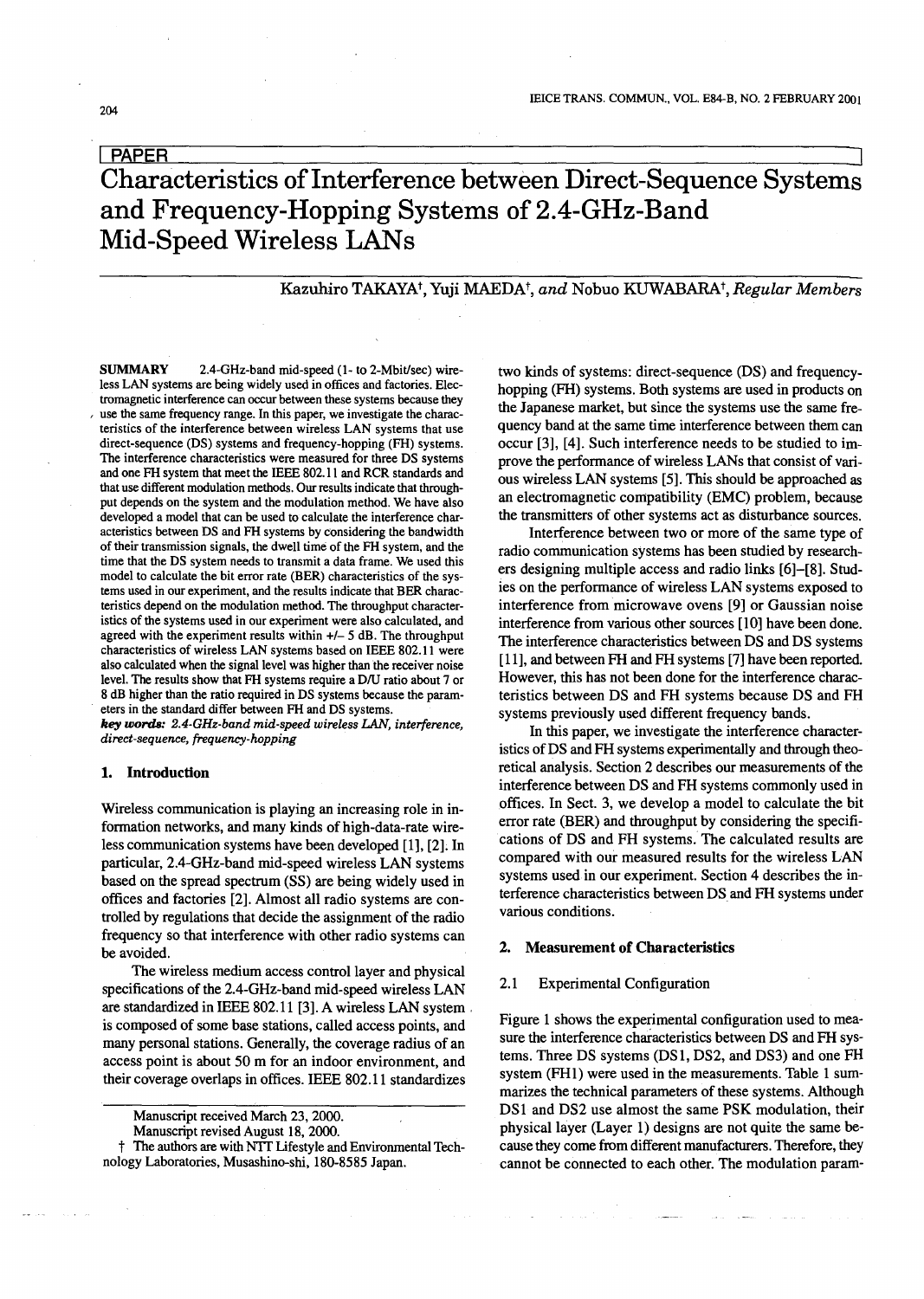PAPER

# Characteristics of Interference between Direct-Sequence Systems and Frequency-Hopping Systems of 2.4-GHz-Band Mid-Speed Wireless LANs

Kazuhiro TAKAYA†, Yuji MAEDA†, *and* Nobuo KUWABARA†, *Regular Members*

**SUMMARY** 2.4-GHz-band mid-speed (1- to 2-Mbit/sec) wireless LAN systems are being widely used in offices and factories. Electromagnetic interference can occur between these systems because they use the same frequency range. In this paper, we investigate the characteristics of the interference between wireless LAN systems that use direct-sequence (DS) systems and frequency-hopping (FH) systems. The interference characteristics were measured for three DS systems and one FH system that meet the IEEE 802.11 and RCR standards and that use different modulation methods. Our results indicate that throughput depends on the system and the modulation method. We have also developed a model that can be used to calculate the interference characteristics between DS and FH systems by considering the bandwidth of their transmission signals, the dwell time of the FH system, and the time that the DS system needs to transmit a data frame. We used this model to calculate the bit error rate (BER) characteristics of the systems used in our experiment, and the results indicate that BER characteristics depend on the modulation method. The throughput characteristics of the systems used in our experiment were also calculated, and agreed with the experiment results within +/− 5 dB. The throughput characteristics of wireless LAN systems based on IEEE 802.11 were also calculated when the signal level was higher than the receiver noise level. The results show that FH systems require a D/U ratio about 7 or 8 dB higher than the ratio required in DS systems because the parameters in the standard differ between FH and DS systems.

***key words:*** *2.4-GHz-band mid-speed wireless LAN, interference, direct-sequence, frequency-hopping*

## 1. Introduction

Wireless communication is playing an increasing role in information networks, and many kinds of high-data-rate wireless communication systems have been developed [1], [2]. In particular, 2.4-GHz-band mid-speed wireless LAN systems based on the spread spectrum (SS) are being widely used in offices and factories [2]. Almost all radio systems are controlled by regulations that decide the assignment of the radio frequency so that interference with other radio systems can be avoided.

The wireless medium access control layer and physical specifications of the 2.4-GHz-band mid-speed wireless LAN are standardized in IEEE 802.11 [3]. A wireless LAN system is composed of some base stations, called access points, and many personal stations. Generally, the coverage radius of an access point is about 50 m for an indoor environment, and their coverage overlaps in offices. IEEE 802.11 standardizes two kinds of systems: direct-sequence (DS) and frequency-hopping (FH) systems. Both systems are used in products on the Japanese market, but since the systems use the same frequency band at the same time interference between them can occur [3], [4]. Such interference needs to be studied to improve the performance of wireless LANs that consist of various wireless LAN systems [5]. This should be approached as an electromagnetic compatibility (EMC) problem, because the transmitters of other systems act as disturbance sources.

Interference between two or more of the same type of radio communication systems has been studied by researchers designing multiple access and radio links [6]–[8]. Studies on the performance of wireless LAN systems exposed to interference from microwave ovens [9] or Gaussian noise interference from various other sources [10] have been done. The interference characteristics between DS and DS systems [11], and between FH and FH systems [7] have been reported. However, this has not been done for the interference characteristics between DS and FH systems because DS and FH systems previously used different frequency bands.

In this paper, we investigate the interference characteristics of DS and FH systems experimentally and through theoretical analysis. Section 2 describes our measurements of the interference between DS and FH systems commonly used in offices. In Sect. 3, we develop a model to calculate the bit error rate (BER) and throughput by considering the specifications of DS and FH systems. The calculated results are compared with our measured results for the wireless LAN systems used in our experiment. Section 4 describes the interference characteristics between DS and FH systems under various conditions.

## 2. Measurement of Characteristics

### 2.1 Experimental Configuration

Figure 1 shows the experimental configuration used to measure the interference characteristics between DS and FH systems. Three DS systems (DS1, DS2, and DS3) and one FH system (FH1) were used in the measurements. Table 1 summarizes the technical parameters of these systems. Although DS1 and DS2 use almost the same PSK modulation, their physical layer (Layer 1) designs are not quite the same because they come from different manufacturers. Therefore, they cannot be connected to each other. The modulation param-

Manuscript received March 23, 2000.
Manuscript revised August 18, 2000.
† The authors are with NTT Lifestyle and Environmental Technology Laboratories, Musashino-shi, 180-8585 Japan.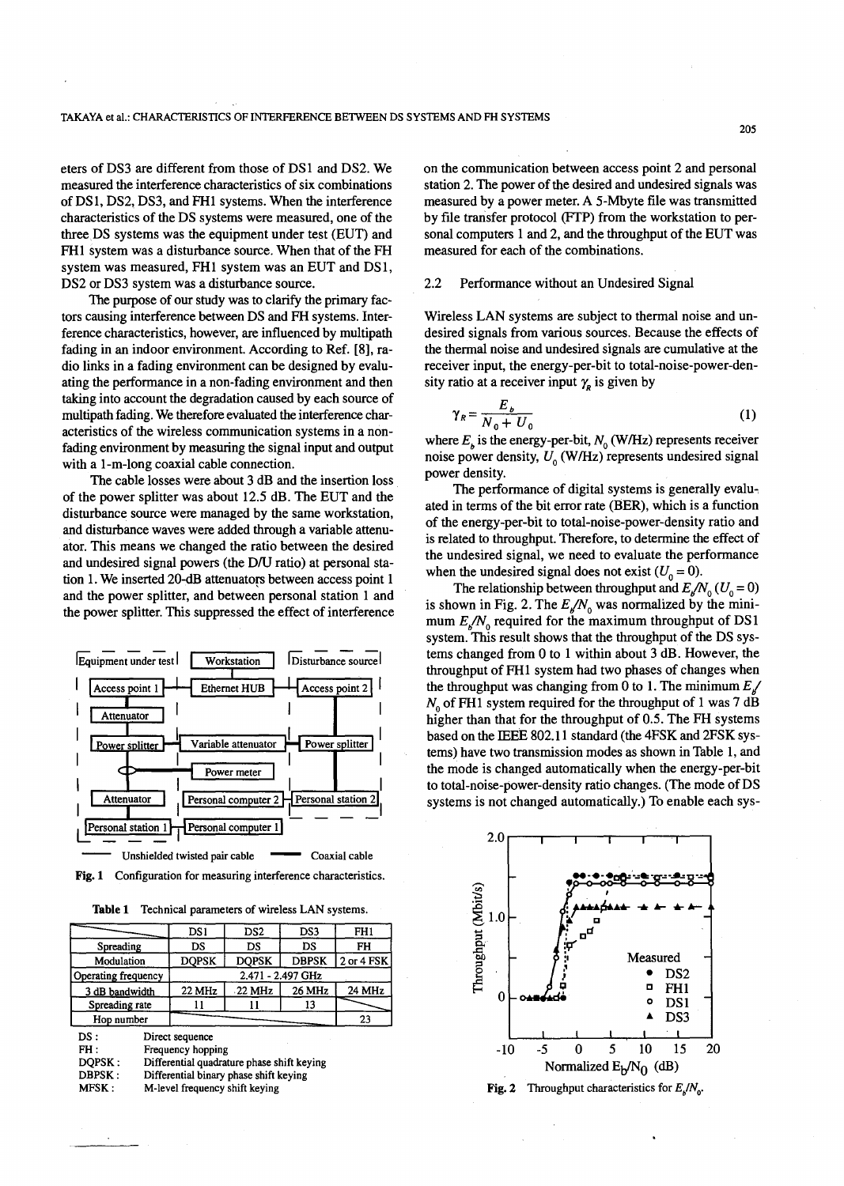eters of DS3 are different from those of DS1 and DS2. We measured the interference characteristics of six combinations of DS1, DS2, DS3, and FH1 systems. When the interference characteristics of the DS systems were measured, one of the three DS systems was the equipment under test (EUT) and FH1 system was a disturbance source. When that of the FH system was measured, FH1 system was an EUT and DS1, DS2 or DS3 system was a disturbance source.

The purpose of our study was to clarify the primary factors causing interference between DS and FH systems. Interference characteristics, however, are influenced by multipath fading in an indoor environment. According to Ref. [8], radio links in a fading environment can be designed by evaluating the performance in a non-fading environment and then taking into account the degradation caused by each source of multipath fading. We therefore evaluated the interference characteristics of the wireless communication systems in a non-fading environment by measuring the signal input and output with a 1-m-long coaxial cable connection.

The cable losses were about 3 dB and the insertion loss of the power splitter was about 12.5 dB. The EUT and the disturbance source were managed by the same workstation, and disturbance waves were added through a variable attenuator. This means we changed the ratio between the desired and undesired signal powers (the D/U ratio) at personal station 1. We inserted 20-dB attenuators between access point 1 and the power splitter, and between personal station 1 and the power splitter. This suppressed the effect of interference

Fig. 1 Configuration for measuring interference characteristics.

Table 1 Technical parameters of wireless LAN systems.

| | DS1 | DS2 | DS3 | FH1 |
|---|---|---|---|---|
| Spreading | DS | DS | DS | FH |
| Modulation | DQPSK | DQPSK | DBPSK | 2 or 4 FSK |
| Operating frequency | 2.471 - 2.497 GHz | | | |
| 3 dB bandwidth | 22 MHz | 22 MHz | 26 MHz | 24 MHz |
| Spreading rate | 11 | 11 | 13 | |
| Hop number | | | | 23 |

DS : Direct sequence
FH : Frequency hopping
DQPSK : Differential quadrature phase shift keying
DBPSK : Differential binary phase shift keying
MFSK : M-level frequency shift keying

on the communication between access point 2 and personal station 2. The power of the desired and undesired signals was measured by a power meter. A 5-Mbyte file was transmitted by file transfer protocol (FTP) from the workstation to personal computers 1 and 2, and the throughput of the EUT was measured for each of the combinations.

### 2.2 Performance without an Undesired Signal

Wireless LAN systems are subject to thermal noise and undesired signals from various sources. Because the effects of the thermal noise and undesired signals are cumulative at the receiver input, the energy-per-bit to total-noise-power-density ratio at a receiver input $\gamma_R$ is given by

$$\gamma_R = \frac{E_b}{N_0 + U_0} \tag{1}$$

where $E_b$ is the energy-per-bit, $N_0$ (W/Hz) represents receiver noise power density, $U_0$ (W/Hz) represents undesired signal power density.

The performance of digital systems is generally evaluated in terms of the bit error rate (BER), which is a function of the energy-per-bit to total-noise-power-density ratio and is related to throughput. Therefore, to determine the effect of the undesired signal, we need to evaluate the performance when the undesired signal does not exist ($U_0 = 0$).

The relationship between throughput and $E_b/N_0$ ($U_0 = 0$) is shown in Fig. 2. The $E_b/N_0$ was normalized by the minimum $E_b/N_0$ required for the maximum throughput of DS1 system. This result shows that the throughput of the DS systems changed from 0 to 1 within about 3 dB. However, the throughput of FH1 system had two phases of changes when the throughput was changing from 0 to 1. The minimum $E_b/N_0$ of FH1 system required for the throughput of 1 was 7 dB higher than that for the throughput of 0.5. The FH systems based on the IEEE 802.11 standard (the 4FSK and 2FSK systems) have two transmission modes as shown in Table 1, and the mode is changed automatically when the energy-per-bit to total-noise-power-density ratio changes. (The mode of DS systems is not changed automatically.) To enable each sys-

Fig. 2 Throughput characteristics for $E_b/N_0$.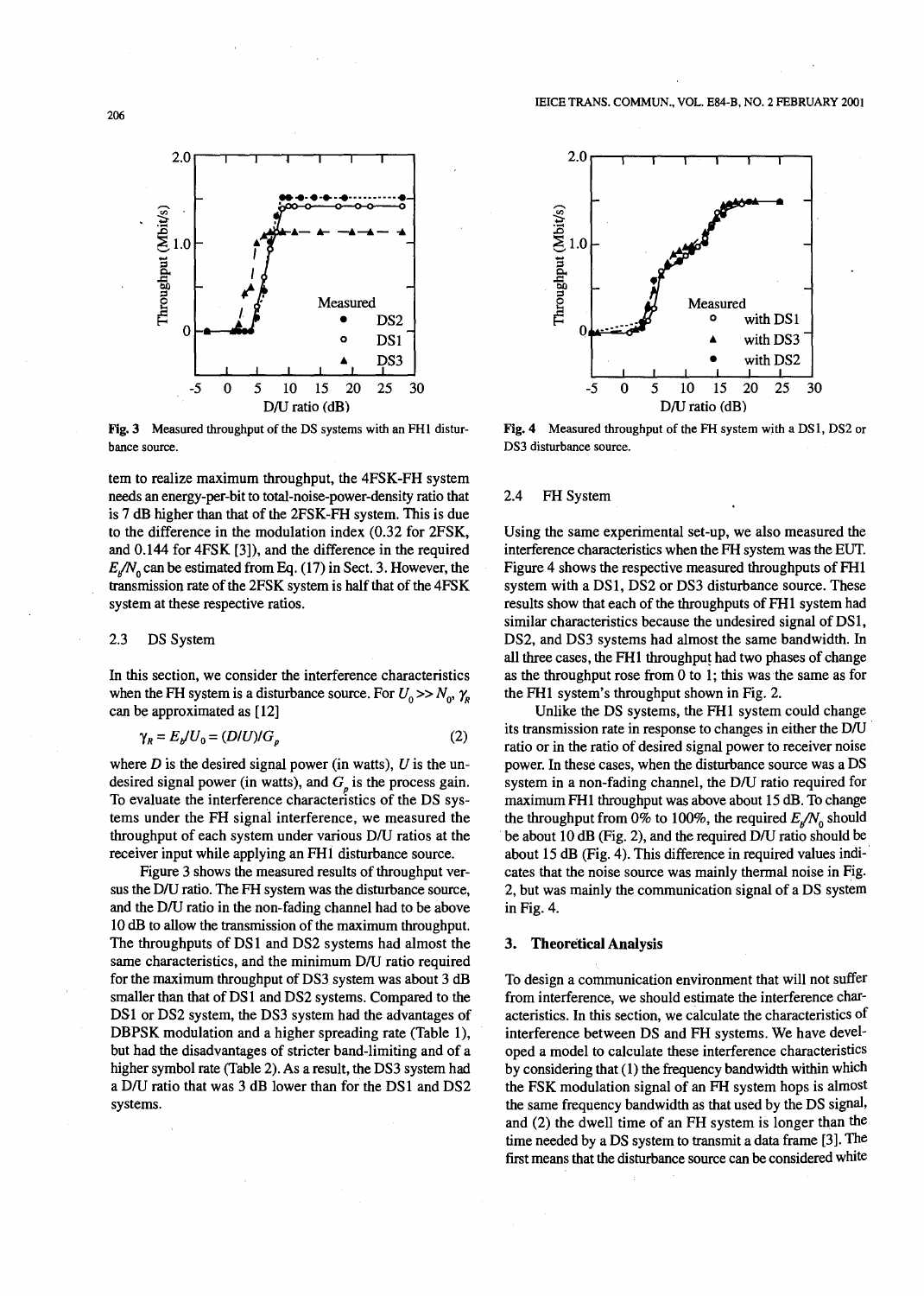Fig. 3 Measured throughput of the DS systems with an FH1 disturbance source.

Fig. 4 Measured throughput of the FH system with a DS1, DS2 or DS3 disturbance source.

tem to realize maximum throughput, the 4FSK-FH system needs an energy-per-bit to total-noise-power-density ratio that is 7 dB higher than that of the 2FSK-FH system. This is due to the difference in the modulation index (0.32 for 2FSK, and 0.144 for 4FSK [3]), and the difference in the required $E_b/N_0$ can be estimated from Eq. (17) in Sect. 3. However, the transmission rate of the 2FSK system is half that of the 4FSK system at these respective ratios.

### 2.3 DS System

In this section, we consider the interference characteristics when the FH system is a disturbance source. For $U_0 >> N_0$, $\gamma_R$ can be approximated as [12]

$$\gamma_R = E_b/U_0 = (D/U)/G_p \tag{2}$$

where $D$ is the desired signal power (in watts), $U$ is the undesired signal power (in watts), and $G_p$ is the process gain. To evaluate the interference characteristics of the DS systems under the FH signal interference, we measured the throughput of each system under various D/U ratios at the receiver input while applying an FH1 disturbance source.

Figure 3 shows the measured results of throughput versus the D/U ratio. The FH system was the disturbance source, and the D/U ratio in the non-fading channel had to be above 10 dB to allow the transmission of the maximum throughput. The throughputs of DS1 and DS2 systems had almost the same characteristics, and the minimum D/U ratio required for the maximum throughput of DS3 system was about 3 dB smaller than that of DS1 and DS2 systems. Compared to the DS1 or DS2 system, the DS3 system had the advantages of DBPSK modulation and a higher spreading rate (Table 1), but had the disadvantages of stricter band-limiting and of a higher symbol rate (Table 2). As a result, the DS3 system had a D/U ratio that was 3 dB lower than for the DS1 and DS2 systems.

### 2.4 FH System

Using the same experimental set-up, we also measured the interference characteristics when the FH system was the EUT. Figure 4 shows the respective measured throughputs of FH1 system with a DS1, DS2 or DS3 disturbance source. These results show that each of the throughputs of FH1 system had similar characteristics because the undesired signal of DS1, DS2, and DS3 systems had almost the same bandwidth. In all three cases, the FH1 throughput had two phases of change as the throughput rose from 0 to 1; this was the same as for the FH1 system's throughput shown in Fig. 2.

Unlike the DS systems, the FH1 system could change its transmission rate in response to changes in either the D/U ratio or in the ratio of desired signal power to receiver noise power. In these cases, when the disturbance source was a DS system in a non-fading channel, the D/U ratio required for maximum FH1 throughput was above about 15 dB. To change the throughput from 0% to 100%, the required $E_b/N_0$ should be about 10 dB (Fig. 2), and the required D/U ratio should be about 15 dB (Fig. 4). This difference in required values indicates that the noise source was mainly thermal noise in Fig. 2, but was mainly the communication signal of a DS system in Fig. 4.

## 3. Theoretical Analysis

To design a communication environment that will not suffer from interference, we should estimate the interference characteristics. In this section, we calculate the characteristics of interference between DS and FH systems. We have developed a model to calculate these interference characteristics by considering that (1) the frequency bandwidth within which the FSK modulation signal of an FH system hops is almost the same frequency bandwidth as that used by the DS signal, and (2) the dwell time of an FH system is longer than the time needed by a DS system to transmit a data frame [3]. The first means that the disturbance source can be considered white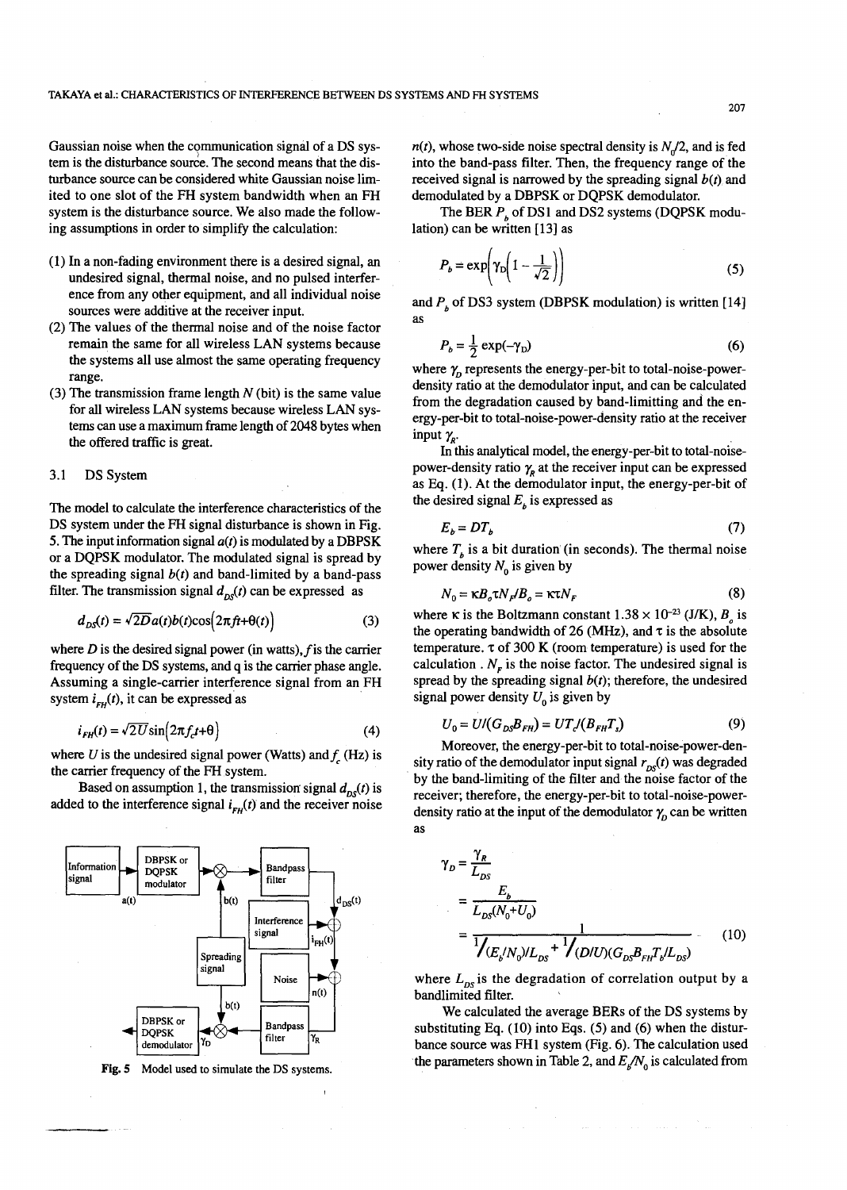Gaussian noise when the communication signal of a DS system is the disturbance source. The second means that the disturbance source can be considered white Gaussian noise limited to one slot of the FH system bandwidth when an FH system is the disturbance source. We also made the following assumptions in order to simplify the calculation:

(1) In a non-fading environment there is a desired signal, an undesired signal, thermal noise, and no pulsed interference from any other equipment, and all individual noise sources were additive at the receiver input.
(2) The values of the thermal noise and of the noise factor remain the same for all wireless LAN systems because the systems all use almost the same operating frequency range.
(3) The transmission frame length $N$ (bit) is the same value for all wireless LAN systems because wireless LAN systems can use a maximum frame length of 2048 bytes when the offered traffic is great.

### 3.1 DS System

The model to calculate the interference characteristics of the DS system under the FH signal disturbance is shown in Fig. 5. The input information signal $a(t)$ is modulated by a DBPSK or a DQPSK modulator. The modulated signal is spread by the spreading signal $b(t)$ and band-limited by a band-pass filter. The transmission signal $d_{DS}(t)$ can be expressed as

$$d_{DS}(t) = \sqrt{2D}a(t)b(t)\cos\left(2\pi ft+\theta(t)\right) \tag{3}$$

where $D$ is the desired signal power (in watts), $f$ is the carrier frequency of the DS systems, and q is the carrier phase angle. Assuming a single-carrier interference signal from an FH system $i_{FH}(t)$, it can be expressed as

$$i_{FH}(t) = \sqrt{2U}\sin\left(2\pi f_c t+\theta\right) \tag{4}$$

where $U$ is the undesired signal power (Watts) and $f_c$ (Hz) is the carrier frequency of the FH system.

Based on assumption 1, the transmission signal $d_{DS}(t)$ is added to the interference signal $i_{FH}(t)$ and the receiver noise

Fig. 5 Model used to simulate the DS systems.

$n(t)$, whose two-side noise spectral density is $N_0/2$, and is fed into the band-pass filter. Then, the frequency range of the received signal is narrowed by the spreading signal $b(t)$ and demodulated by a DBPSK or DQPSK demodulator.

The BER $P_b$ of DS1 and DS2 systems (DQPSK modulation) can be written [13] as

$$P_b = \exp\left(\gamma_D\left(1-\frac{1}{\sqrt{2}}\right)\right) \tag{5}$$

and $P_b$ of DS3 system (DBPSK modulation) is written [14] as

$$P_b = \frac{1}{2}\exp(-\gamma_D) \tag{6}$$

where $\gamma_D$ represents the energy-per-bit to total-noise-power-density ratio at the demodulator input, and can be calculated from the degradation caused by band-limitting and the energy-per-bit to total-noise-power-density ratio at the receiver input $\gamma_R$.

In this analytical model, the energy-per-bit to total-noise-power-density ratio $\gamma_R$ at the receiver input can be expressed as Eq. (1). At the demodulator input, the energy-per-bit of the desired signal $E_b$ is expressed as

$$E_b = DT_b \tag{7}$$

where $T_b$ is a bit duration (in seconds). The thermal noise power density $N_0$ is given by

$$N_0 = \kappa B_o \tau N_F / B_o = \kappa\tau N_F \tag{8}$$

where $\kappa$ is the Boltzmann constant $1.38\times 10^{-23}$ (J/K), $B_o$ is the operating bandwidth of 26 (MHz), and $\tau$ is the absolute temperature. $\tau$ of 300 K (room temperature) is used for the calculation . $N_F$ is the noise factor. The undesired signal is spread by the spreading signal $b(t)$; therefore, the undesired signal power density $U_0$ is given by

$$U_0 = U/(G_{DS}B_{FH}) = UT_c/(B_{FH}T_s) \tag{9}$$

Moreover, the energy-per-bit to total-noise-power-density ratio of the demodulator input signal $r_{DS}(t)$ was degraded by the band-limiting of the filter and the noise factor of the receiver; therefore, the energy-per-bit to total-noise-power-density ratio at the input of the demodulator $\gamma_D$ can be written as

$$\begin{aligned}\gamma_D &= \frac{\gamma_R}{L_{DS}}\\ &= \frac{E_b}{L_{DS}(N_0+U_0)}\\ &= \frac{1}{1/(E_b/N_0)L_{DS} + 1/(D/U)(G_{DS}B_{FH}T_b/L_{DS})}\end{aligned} \tag{10}$$

where $L_{DS}$ is the degradation of correlation output by a bandlimited filter.

We calculated the average BERs of the DS systems by substituting Eq. (10) into Eqs. (5) and (6) when the disturbance source was FH1 system (Fig. 6). The calculation used the parameters shown in Table 2, and $E_b/N_0$ is calculated from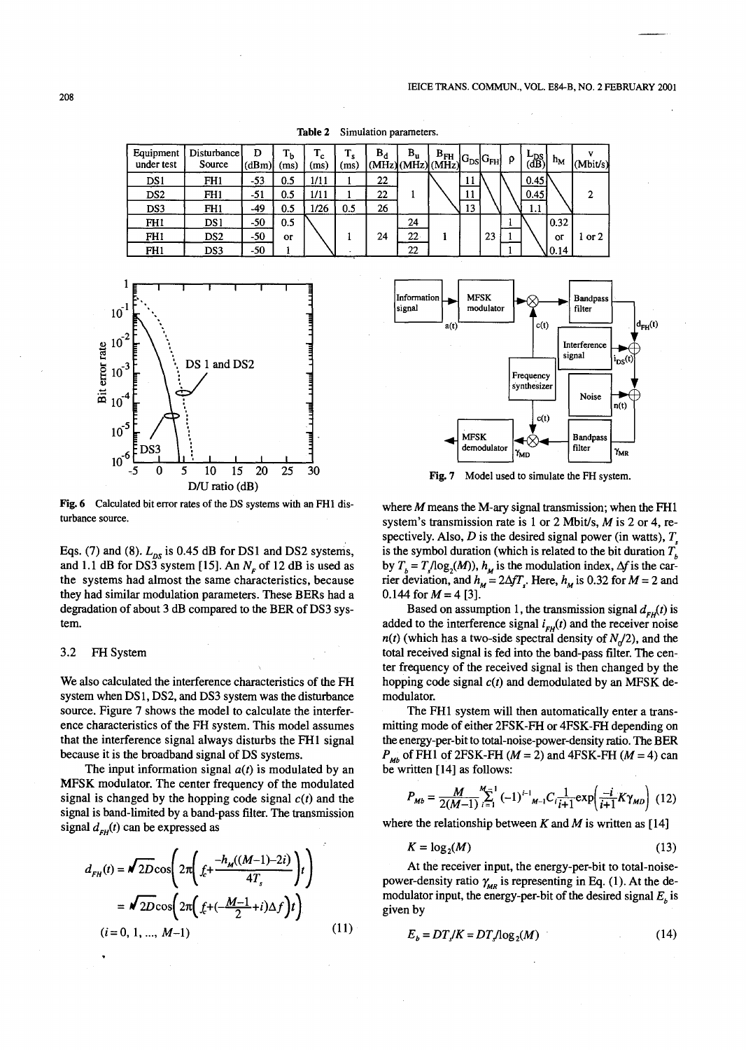**Table 2** Simulation parameters.

| Equipment under test | Disturbance Source | D (dBm) | $T_b$ (ms) | $T_c$ (ms) | $T_s$ (ms) | $B_d$ (MHz) | $B_u$ (MHz) | $B_{FH}$ (MHz) | $G_{DS}$ | $G_{FH}$ | $\rho$ | $L_{DS}$ (dB) | $h_M$ | v (Mbit/s) |
|---|---|---|---|---|---|---|---|---|---|---|---|---|---|---|
| DS1 | FH1 | -53 | 0.5 | 1/11 | 1 | 22 | 1 | | 11 | | | 0.45 | | 2 |
| DS2 | FH1 | -51 | 0.5 | 1/11 | 1 | 22 | | | 11 | | | 0.45 | | |
| DS3 | FH1 | -49 | 0.5 | 1/26 | 0.5 | 26 | | | 13 | | | 1.1 | | |
| FH1 | DS1 | -50 | 0.5 or 1 | | 1 | 24 | 24 | 1 | | 23 | 1 | | 0.32 or 0.14 | 1 or 2 |
| FH1 | DS2 | -50 | | | | | 22 | | | | 1 | | | |
| FH1 | DS3 | -50 | | | | | 22 | | | | 1 | | | |

Fig. 6 Calculated bit error rates of the DS systems with an FH1 disturbance source.

Eqs. (7) and (8). $L_{DS}$ is 0.45 dB for DS1 and DS2 systems, and 1.1 dB for DS3 system [15]. An $N_F$ of 12 dB is used as the systems had almost the same characteristics, because they had similar modulation parameters. These BERs had a degradation of about 3 dB compared to the BER of DS3 system.

### 3.2 FH System

We also calculated the interference characteristics of the FH system when DS1, DS2, and DS3 system was the disturbance source. Figure 7 shows the model used to calculate the interference characteristics of the FH system. This model assumes that the interference signal always disturbs the FH1 signal because it is the broadband signal of DS systems.

The input information signal $a(t)$ is modulated by an MFSK modulator. The center frequency of the modulated signal is changed by the hopping code signal $c(t)$ and the signal is band-limited by a band-pass filter. The transmission signal $d_{FH}(t)$ can be expressed as

$$d_{FH}(t) = \sqrt{2D}\cos\left(2\pi\left(f_c+\frac{-h_M((M-1)-2i)}{4T_s}\right)t\right)$$
$$= \sqrt{2D}\cos\left(2\pi\left(f_c+(-\frac{M-1}{2}+i)\Delta f\right)t\right)$$
$$(i = 0, 1, ..., M-1) \tag{11}$$

Fig. 7 Model used to simulate the FH system.

where $M$ means the M-ary signal transmission; when the FH1 system's transmission rate is 1 or 2 Mbit/s, $M$ is 2 or 4, respectively. Also, $D$ is the desired signal power (in watts), $T_s$ is the symbol duration (which is related to the bit duration $T_b$ by $T_b = T_s/\log_2(M)$), $h_M$ is the modulation index, $\Delta f$ is the carrier deviation, and $h_M = 2\Delta f T_s$. Here, $h_M$ is 0.32 for $M = 2$ and 0.144 for $M = 4$ [3].

Based on assumption 1, the transmission signal $d_{FH}(t)$ is added to the interference signal $i_{FH}(t)$ and the receiver noise $n(t)$ (which has a two-side spectral density of $N_0/2$), and the total received signal is fed into the band-pass filter. The center frequency of the received signal is then changed by the hopping code signal $c(t)$ and demodulated by an MFSK demodulator.

The FH1 system will then automatically enter a transmitting mode of either 2FSK-FH or 4FSK-FH depending on the energy-per-bit to total-noise-power-density ratio. The BER $P_{Mb}$ of FH1 of 2FSK-FH ($M = 2$) and 4FSK-FH ($M = 4$) can be written [14] as follows:

$$P_{Mb} = \frac{M}{2(M-1)}\sum_{i=1}^{M-1}(-1)^{i-1}{}_{M-1}C_i\frac{1}{i+1}\exp\left(\frac{-i}{i+1}K\gamma_{MD}\right) \tag{12}$$

where the relationship between $K$ and $M$ is written as [14]

$$K = \log_2(M) \tag{13}$$

At the receiver input, the energy-per-bit to total-noise-power-density ratio $\gamma_{MR}$ is representing in Eq. (1). At the demodulator input, the energy-per-bit of the desired signal $E_b$ is given by

$$E_b = DT_s/K = DT_s/\log_2(M) \tag{14}$$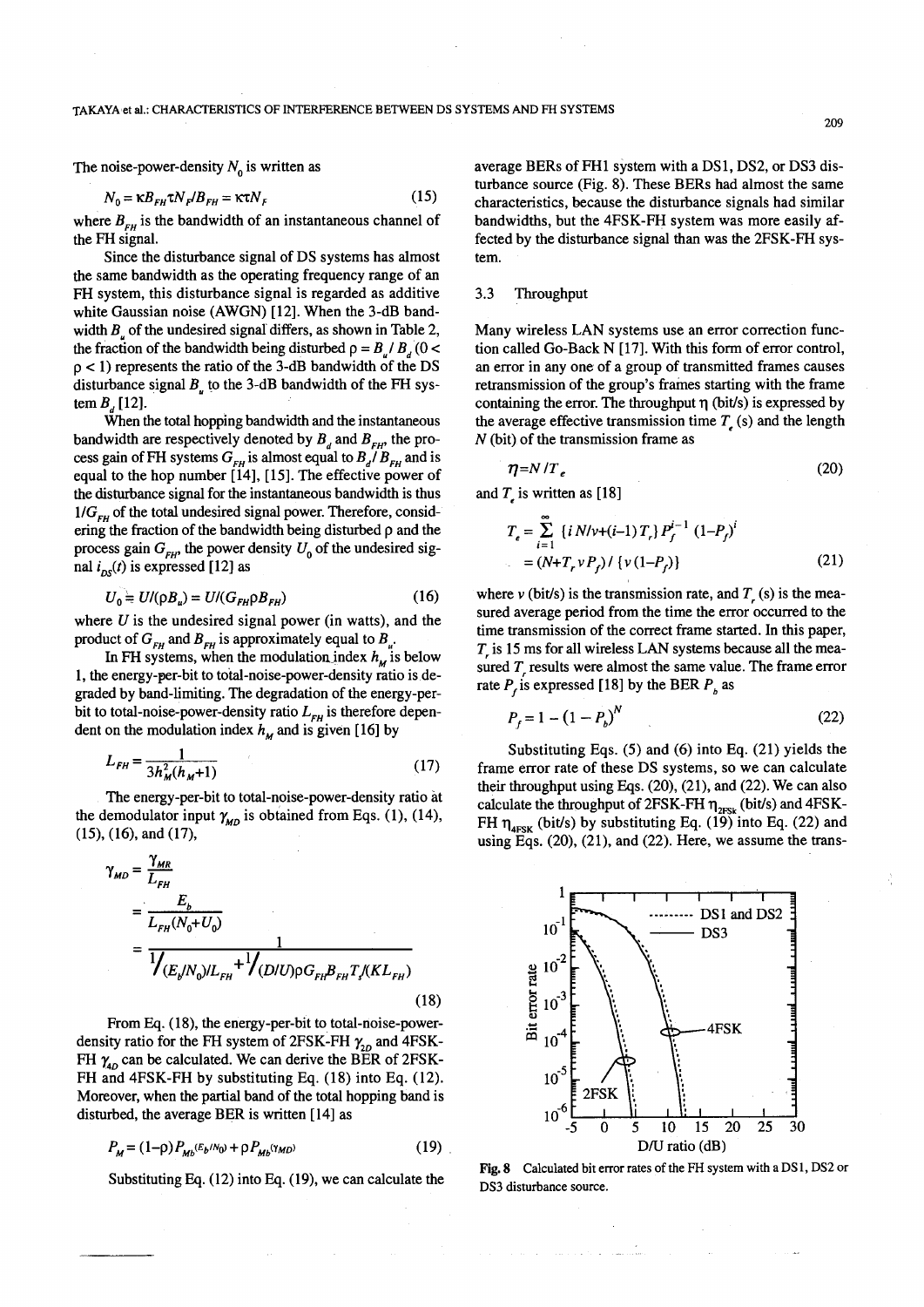The noise-power-density $N_0$ is written as

$$N_0 = \kappa B_{FH} \tau N_F / B_{FH} = \kappa \tau N_F \tag{15}$$

where $B_{FH}$ is the bandwidth of an instantaneous channel of the FH signal.

Since the disturbance signal of DS systems has almost the same bandwidth as the operating frequency range of an FH system, this disturbance signal is regarded as additive white Gaussian noise (AWGN) [12]. When the 3-dB bandwidth $B_u$ of the undesired signal differs, as shown in Table 2, the fraction of the bandwidth being disturbed $\rho = B_u / B_d$ ($0 < \rho < 1$) represents the ratio of the 3-dB bandwidth of the DS disturbance signal $B_u$ to the 3-dB bandwidth of the FH system $B_d$ [12].

When the total hopping bandwidth and the instantaneous bandwidth are respectively denoted by $B_d$ and $B_{FH}$, the process gain of FH systems $G_{FH}$ is almost equal to $B_d / B_{FH}$ and is equal to the hop number [14], [15]. The effective power of the disturbance signal for the instantaneous bandwidth is thus $1/G_{FH}$ of the total undesired signal power. Therefore, considering the fraction of the bandwidth being disturbed $\rho$ and the process gain $G_{FH}$, the power density $U_0$ of the undesired signal $i_{DS}(t)$ is expressed [12] as

$$U_0 = U/(\rho B_u) = U/(G_{FH} \rho B_{FH}) \tag{16}$$

where $U$ is the undesired signal power (in watts), and the product of $G_{FH}$ and $B_{FH}$ is approximately equal to $B_u$.

In FH systems, when the modulation index $h_M$ is below 1, the energy-per-bit to total-noise-power-density ratio is degraded by band-limiting. The degradation of the energy-per-bit to total-noise-power-density ratio $L_{FH}$ is therefore dependent on the modulation index $h_M$ and is given [16] by

$$L_{FH} = \frac{1}{3h_M^2(h_M+1)} \tag{17}$$

The energy-per-bit to total-noise-power-density ratio at the demodulator input $\gamma_{MD}$ is obtained from Eqs. (1), (14), (15), (16), and (17),

$$\begin{aligned}\gamma_{MD} &= \frac{\gamma_{MR}}{L_{FH}} \\ &= \frac{E_b}{L_{FH}(N_0 + U_0)} \\ &= \frac{1}{1/(E_b/N_0)L_{FH} + 1/(D/U)\rho G_{FH} B_{FH} T_f/(K L_{FH})}\end{aligned} \tag{18}$$

From Eq. (18), the energy-per-bit to total-noise-power-density ratio for the FH system of 2FSK-FH $\gamma_{2D}$ and 4FSK-FH $\gamma_{4D}$ can be calculated. We can derive the BER of 2FSK-FH and 4FSK-FH by substituting Eq. (18) into Eq. (12). Moreover, when the partial band of the total hopping band is disturbed, the average BER is written [14] as

$$P_M = (1-\rho) P_{Mb}(E_b/N_0) + \rho P_{Mb}(\gamma_{MD}) \tag{19}$$

Substituting Eq. (12) into Eq. (19), we can calculate the average BERs of FH1 system with a DS1, DS2, or DS3 disturbance source (Fig. 8). These BERs had almost the same characteristics, because the disturbance signals had similar bandwidths, but the 4FSK-FH system was more easily affected by the disturbance signal than was the 2FSK-FH system.

### 3.3 Throughput

Many wireless LAN systems use an error correction function called Go-Back N [17]. With this form of error control, an error in any one of a group of transmitted frames causes retransmission of the group's frames starting with the frame containing the error. The throughput $\eta$ (bit/s) is expressed by the average effective transmission time $T_e$ (s) and the length $N$ (bit) of the transmission frame as

$$\eta = N / T_e \tag{20}$$

and $T_e$ is written as [18]

$$\begin{aligned}T_e &= \sum_{i=1}^{\infty} \{ iN/v + (i-1)T_r \} P_f^{i-1} (1-P_f)^i \\ &= (N + T_r v P_f) / \{ v (1-P_f) \}\end{aligned} \tag{21}$$

where $v$ (bit/s) is the transmission rate, and $T_r$ (s) is the measured average period from the time the error occurred to the time transmission of the correct frame started. In this paper, $T_r$ is 15 ms for all wireless LAN systems because all the measured $T_r$ results were almost the same value. The frame error rate $P_f$ is expressed [18] by the BER $P_b$ as

$$P_f = 1 - (1 - P_b)^N \tag{22}$$

Substituting Eqs. (5) and (6) into Eq. (21) yields the frame error rate of these DS systems, so we can calculate their throughput using Eqs. (20), (21), and (22). We can also calculate the throughput of 2FSK-FH $\eta_{2FSK}$ (bit/s) and 4FSK-FH $\eta_{4FSK}$ (bit/s) by substituting Eq. (19) into Eq. (22) and using Eqs. (20), (21), and (22). Here, we assume the trans-

**Fig. 8** Calculated bit error rates of the FH system with a DS1, DS2 or DS3 disturbance source.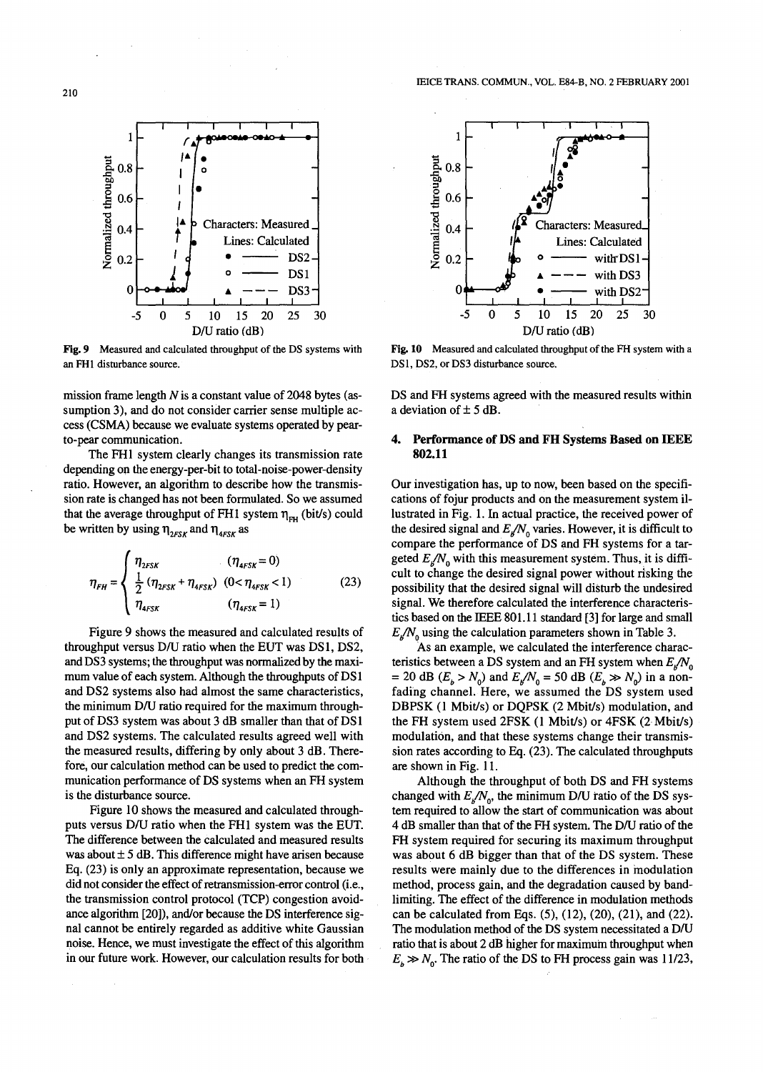Fig. 9 Measured and calculated throughput of the DS systems with an FH1 disturbance source.

Fig. 10 Measured and calculated throughput of the FH system with a DS1, DS2, or DS3 disturbance source.

mission frame length $N$ is a constant value of 2048 bytes (assumption 3), and do not consider carrier sense multiple access (CSMA) because we evaluate systems operated by pear-to-pear communication.

The FH1 system clearly changes its transmission rate depending on the energy-per-bit to total-noise-power-density ratio. However, an algorithm to describe how the transmission rate is changed has not been formulated. So we assumed that the average throughput of FH1 system $\eta_{FH}$ (bit/s) could be written by using $\eta_{2FSK}$ and $\eta_{4FSK}$ as

$$\eta_{FH} = \begin{cases} \eta_{2FSK} & (\eta_{4FSK} = 0) \\ \frac{1}{2}(\eta_{2FSK} + \eta_{4FSK}) & (0 < \eta_{4FSK} < 1) \\ \eta_{4FSK} & (\eta_{4FSK} = 1) \end{cases} \tag{23}$$

Figure 9 shows the measured and calculated results of throughput versus D/U ratio when the EUT was DS1, DS2, and DS3 systems; the throughput was normalized by the maximum value of each system. Although the throughputs of DS1 and DS2 systems also had almost the same characteristics, the minimum D/U ratio required for the maximum throughput of DS3 system was about 3 dB smaller than that of DS1 and DS2 systems. The calculated results agreed well with the measured results, differing by only about 3 dB. Therefore, our calculation method can be used to predict the communication performance of DS systems when an FH system is the disturbance source.

Figure 10 shows the measured and calculated throughputs versus D/U ratio when the FH1 system was the EUT. The difference between the calculated and measured results was about ± 5 dB. This difference might have arisen because Eq. (23) is only an approximate representation, because we did not consider the effect of retransmission-error control (i.e., the transmission control protocol (TCP) congestion avoidance algorithm [20]), and/or because the DS interference signal cannot be entirely regarded as additive white Gaussian noise. Hence, we must investigate the effect of this algorithm in our future work. However, our calculation results for both DS and FH systems agreed with the measured results within a deviation of ± 5 dB.

## 4. Performance of DS and FH Systems Based on IEEE 802.11

Our investigation has, up to now, been based on the specifications of fojur products and on the measurement system illustrated in Fig. 1. In actual practice, the received power of the desired signal and $E_b/N_0$ varies. However, it is difficult to compare the performance of DS and FH systems for a targeted $E_b/N_0$ with this measurement system. Thus, it is difficult to change the desired signal power without risking the possibility that the desired signal will disturb the undesired signal. We therefore calculated the interference characteristics based on the IEEE 801.11 standard [3] for large and small $E_b/N_0$ using the calculation parameters shown in Table 3.

As an example, we calculated the interference characteristics between a DS system and an FH system when $E_b/N_0 = 20$ dB ($E_b > N_0$) and $E_b/N_0 = 50$ dB ($E_b \gg N_0$) in a non-fading channel. Here, we assumed the DS system used DBPSK (1 Mbit/s) or DQPSK (2 Mbit/s) modulation, and the FH system used 2FSK (1 Mbit/s) or 4FSK (2 Mbit/s) modulation, and that these systems change their transmission rates according to Eq. (23). The calculated throughputs are shown in Fig. 11.

Although the throughput of both DS and FH systems changed with $E_b/N_0$, the minimum D/U ratio of the DS system required to allow the start of communication was about 4 dB smaller than that of the FH system. The D/U ratio of the FH system required for securing its maximum throughput was about 6 dB bigger than that of the DS system. These results were mainly due to the differences in modulation method, process gain, and the degradation caused by band-limiting. The effect of the difference in modulation methods can be calculated from Eqs. (5), (12), (20), (21), and (22). The modulation method of the DS system necessitated a D/U ratio that is about 2 dB higher for maximum throughput when $E_b \gg N_0$. The ratio of the DS to FH process gain was 11/23,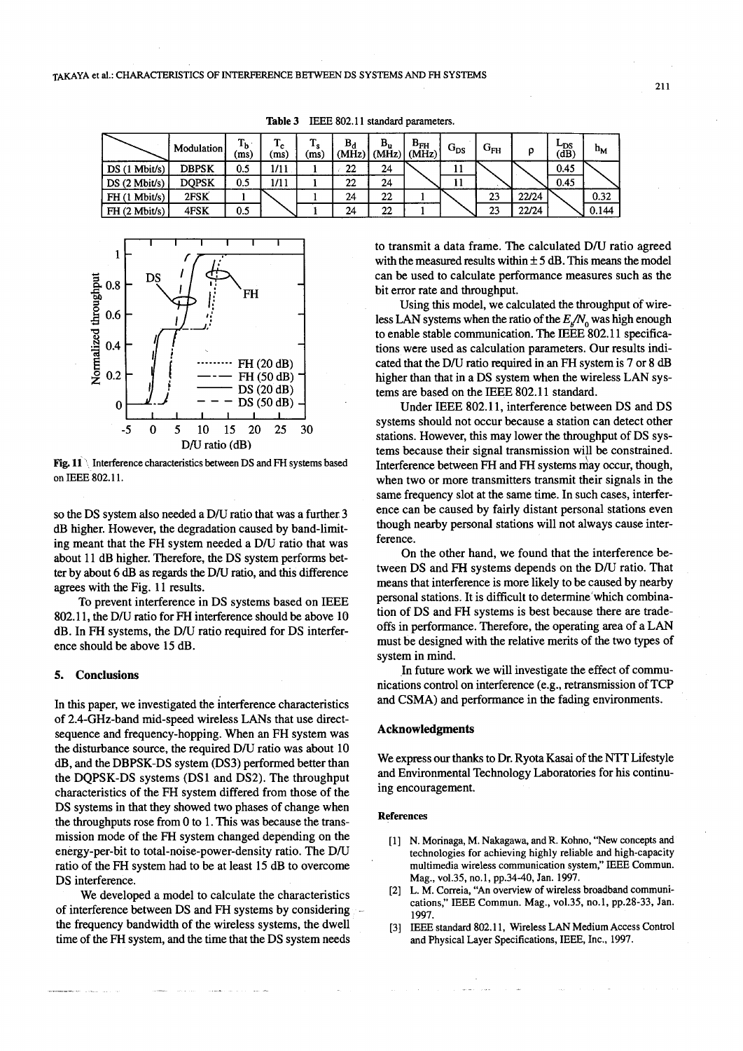**Table 3** IEEE 802.11 standard parameters.

| | Modulation | $T_b$ (ms) | $T_c$ (ms) | $T_s$ (ms) | $B_d$ (MHz) | $B_u$ (MHz) | $B_{FH}$ (MHz) | $G_{DS}$ | $G_{FH}$ | $\rho$ | $L_{DS}$ (dB) | $h_M$ |
|---|---|---|---|---|---|---|---|---|---|---|---|---|
| DS (1 Mbit/s) | DBPSK | 0.5 | 1/11 | 1 | 22 | 24 | | 11 | | | 0.45 | |
| DS (2 Mbit/s) | DQPSK | 0.5 | 1/11 | 1 | 22 | 24 | | 11 | | | 0.45 | |
| FH (1 Mbit/s) | 2FSK | 1 | | 1 | 24 | 22 | 1 | | 23 | 22/24 | | 0.32 |
| FH (2 Mbit/s) | 4FSK | 0.5 | | 1 | 24 | 22 | 1 | | 23 | 22/24 | | 0.144 |

Normalized throughput
1
0.8
0.6
0.4
0.2
0
DS
FH
FH (20 dB)
FH (50 dB)
DS (20 dB)
DS (50 dB)
-5 0 5 10 15 20 25 30
D/U ratio (dB)

**Fig. 11** Interference characteristics between DS and FH systems based on IEEE 802.11.

so the DS system also needed a D/U ratio that was a further 3 dB higher. However, the degradation caused by band-limiting meant that the FH system needed a D/U ratio that was about 11 dB higher. Therefore, the DS system performs better by about 6 dB as regards the D/U ratio, and this difference agrees with the Fig. 11 results.

To prevent interference in DS systems based on IEEE 802.11, the D/U ratio for FH interference should be above 10 dB. In FH systems, the D/U ratio required for DS interference should be above 15 dB.

## 5. Conclusions

In this paper, we investigated the interference characteristics of 2.4-GHz-band mid-speed wireless LANs that use direct-sequence and frequency-hopping. When an FH system was the disturbance source, the required D/U ratio was about 10 dB, and the DBPSK-DS system (DS3) performed better than the DQPSK-DS systems (DS1 and DS2). The throughput characteristics of the FH system differed from those of the DS systems in that they showed two phases of change when the throughputs rose from 0 to 1. This was because the transmission mode of the FH system changed depending on the energy-per-bit to total-noise-power-density ratio. The D/U ratio of the FH system had to be at least 15 dB to overcome DS interference.

We developed a model to calculate the characteristics of interference between DS and FH systems by considering the frequency bandwidth of the wireless systems, the dwell time of the FH system, and the time that the DS system needs to transmit a data frame. The calculated D/U ratio agreed with the measured results within ± 5 dB. This means the model can be used to calculate performance measures such as the bit error rate and throughput.

Using this model, we calculated the throughput of wireless LAN systems when the ratio of the $E_b/N_0$ was high enough to enable stable communication. The IEEE 802.11 specifications were used as calculation parameters. Our results indicated that the D/U ratio required in an FH system is 7 or 8 dB higher than that in a DS system when the wireless LAN systems are based on the IEEE 802.11 standard.

Under IEEE 802.11, interference between DS and DS systems should not occur because a station can detect other stations. However, this may lower the throughput of DS systems because their signal transmission will be constrained. Interference between FH and FH systems may occur, though, when two or more transmitters transmit their signals in the same frequency slot at the same time. In such cases, interference can be caused by fairly distant personal stations even though nearby personal stations will not always cause interference.

On the other hand, we found that the interference between DS and FH systems depends on the D/U ratio. That means that interference is more likely to be caused by nearby personal stations. It is difficult to determine which combination of DS and FH systems is best because there are trade-offs in performance. Therefore, the operating area of a LAN must be designed with the relative merits of the two types of system in mind.

In future work we will investigate the effect of communications control on interference (e.g., retransmission of TCP and CSMA) and performance in the fading environments.

## Acknowledgments

We express our thanks to Dr. Ryota Kasai of the NTT Lifestyle and Environmental Technology Laboratories for his continuing encouragement.

### References

[1] N. Morinaga, M. Nakagawa, and R. Kohno, "New concepts and technologies for achieving highly reliable and high-capacity multimedia wireless communication system," IEEE Commun. Mag., vol.35, no.1, pp.34-40, Jan. 1997.

[2] L. M. Correia, "An overview of wireless broadband communications," IEEE Commun. Mag., vol.35, no.1, pp.28-33, Jan. 1997.

[3] IEEE standard 802.11, Wireless LAN Medium Access Control and Physical Layer Specifications, IEEE, Inc., 1997.